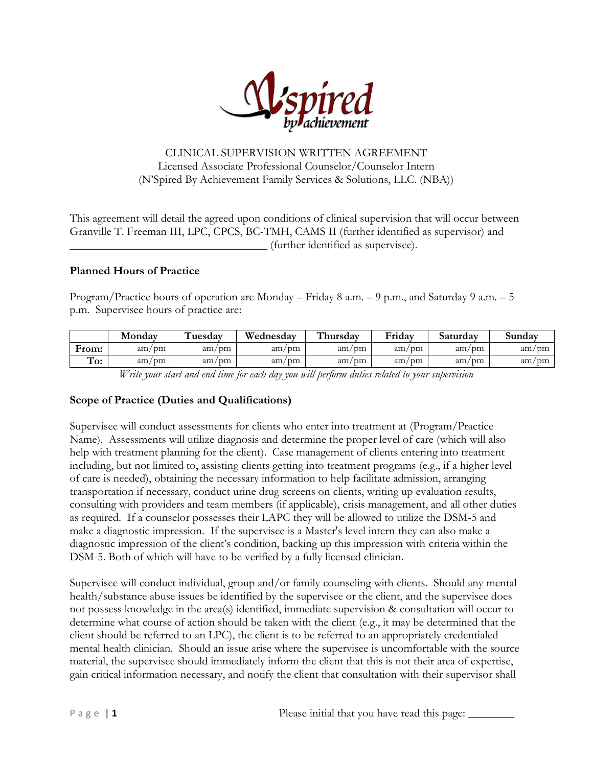CLINICAL SUPERVISION WRITTEN AGREEMENT
Licensed Associate Professional Counselor/Counselor Intern
(N'Spired By Achievement Family Services & Solutions, LLC. (NBA))

This agreement will detail the agreed upon conditions of clinical supervision that will occur between Granville T. Freeman III, LPC, CPCS, BC-TMH, CAMS II (further identified as supervisor) and ___________________________________ (further identified as supervisee).

**Planned Hours of Practice**

Program/Practice hours of operation are Monday – Friday 8 a.m. – 9 p.m., and Saturday 9 a.m. – 5 p.m. Supervisee hours of practice are:

| | Monday | Tuesday | Wednesday | Thursday | Friday | Saturday | Sunday |
|---|---|---|---|---|---|---|---|
| **From:** | am/pm | am/pm | am/pm | am/pm | am/pm | am/pm | am/pm |
| **To:** | am/pm | am/pm | am/pm | am/pm | am/pm | am/pm | am/pm |

*Write your start and end time for each day you will perform duties related to your supervision*

**Scope of Practice (Duties and Qualifications)**

Supervisee will conduct assessments for clients who enter into treatment at (Program/Practice Name). Assessments will utilize diagnosis and determine the proper level of care (which will also help with treatment planning for the client). Case management of clients entering into treatment including, but not limited to, assisting clients getting into treatment programs (e.g., if a higher level of care is needed), obtaining the necessary information to help facilitate admission, arranging transportation if necessary, conduct urine drug screens on clients, writing up evaluation results, consulting with providers and team members (if applicable), crisis management, and all other duties as required. If a counselor possesses their LAPC they will be allowed to utilize the DSM-5 and make a diagnostic impression. If the supervisee is a Master's level intern they can also make a diagnostic impression of the client's condition, backing up this impression with criteria within the DSM-5. Both of which will have to be verified by a fully licensed clinician.

Supervisee will conduct individual, group and/or family counseling with clients. Should any mental health/substance abuse issues be identified by the supervisee or the client, and the supervisee does not possess knowledge in the area(s) identified, immediate supervision & consultation will occur to determine what course of action should be taken with the client (e.g., it may be determined that the client should be referred to an LPC), the client is to be referred to an appropriately credentialed mental health clinician. Should an issue arise where the supervisee is uncomfortable with the source material, the supervisee should immediately inform the client that this is not their area of expertise, gain critical information necessary, and notify the client that consultation with their supervisor shall

Please initial that you have read this page: ________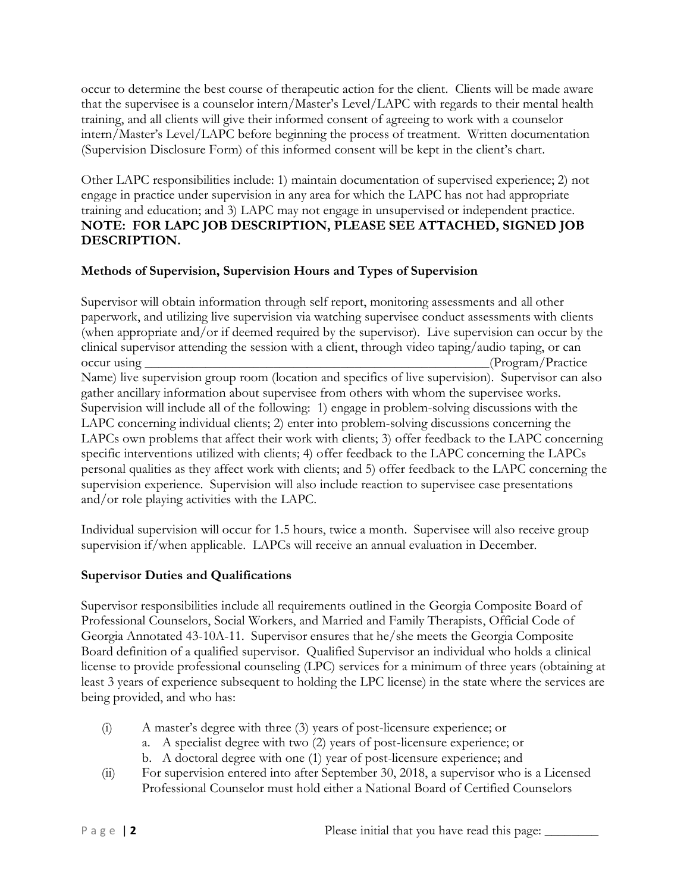occur to determine the best course of therapeutic action for the client. Clients will be made aware that the supervisee is a counselor intern/Master's Level/LAPC with regards to their mental health training, and all clients will give their informed consent of agreeing to work with a counselor intern/Master's Level/LAPC before beginning the process of treatment. Written documentation (Supervision Disclosure Form) of this informed consent will be kept in the client's chart.

Other LAPC responsibilities include: 1) maintain documentation of supervised experience; 2) not engage in practice under supervision in any area for which the LAPC has not had appropriate training and education; and 3) LAPC may not engage in unsupervised or independent practice.
**NOTE: FOR LAPC JOB DESCRIPTION, PLEASE SEE ATTACHED, SIGNED JOB DESCRIPTION.**

### Methods of Supervision, Supervision Hours and Types of Supervision

Supervisor will obtain information through self report, monitoring assessments and all other paperwork, and utilizing live supervision via watching supervisee conduct assessments with clients (when appropriate and/or if deemed required by the supervisor). Live supervision can occur by the clinical supervisor attending the session with a client, through video taping/audio taping, or can occur using ______________________________________________________(Program/Practice Name) live supervision group room (location and specifics of live supervision). Supervisor can also gather ancillary information about supervisee from others with whom the supervisee works. Supervision will include all of the following: 1) engage in problem-solving discussions with the LAPC concerning individual clients; 2) enter into problem-solving discussions concerning the LAPCs own problems that affect their work with clients; 3) offer feedback to the LAPC concerning specific interventions utilized with clients; 4) offer feedback to the LAPC concerning the LAPCs personal qualities as they affect work with clients; and 5) offer feedback to the LAPC concerning the supervision experience. Supervision will also include reaction to supervisee case presentations and/or role playing activities with the LAPC.

Individual supervision will occur for 1.5 hours, twice a month. Supervisee will also receive group supervision if/when applicable. LAPCs will receive an annual evaluation in December.

### Supervisor Duties and Qualifications

Supervisor responsibilities include all requirements outlined in the Georgia Composite Board of Professional Counselors, Social Workers, and Married and Family Therapists, Official Code of Georgia Annotated 43-10A-11. Supervisor ensures that he/she meets the Georgia Composite Board definition of a qualified supervisor. Qualified Supervisor an individual who holds a clinical license to provide professional counseling (LPC) services for a minimum of three years (obtaining at least 3 years of experience subsequent to holding the LPC license) in the state where the services are being provided, and who has:

(i) A master's degree with three (3) years of post-licensure experience; or
   a. A specialist degree with two (2) years of post-licensure experience; or
   b. A doctoral degree with one (1) year of post-licensure experience; and

(ii) For supervision entered into after September 30, 2018, a supervisor who is a Licensed Professional Counselor must hold either a National Board of Certified Counselors

Please initial that you have read this page: ________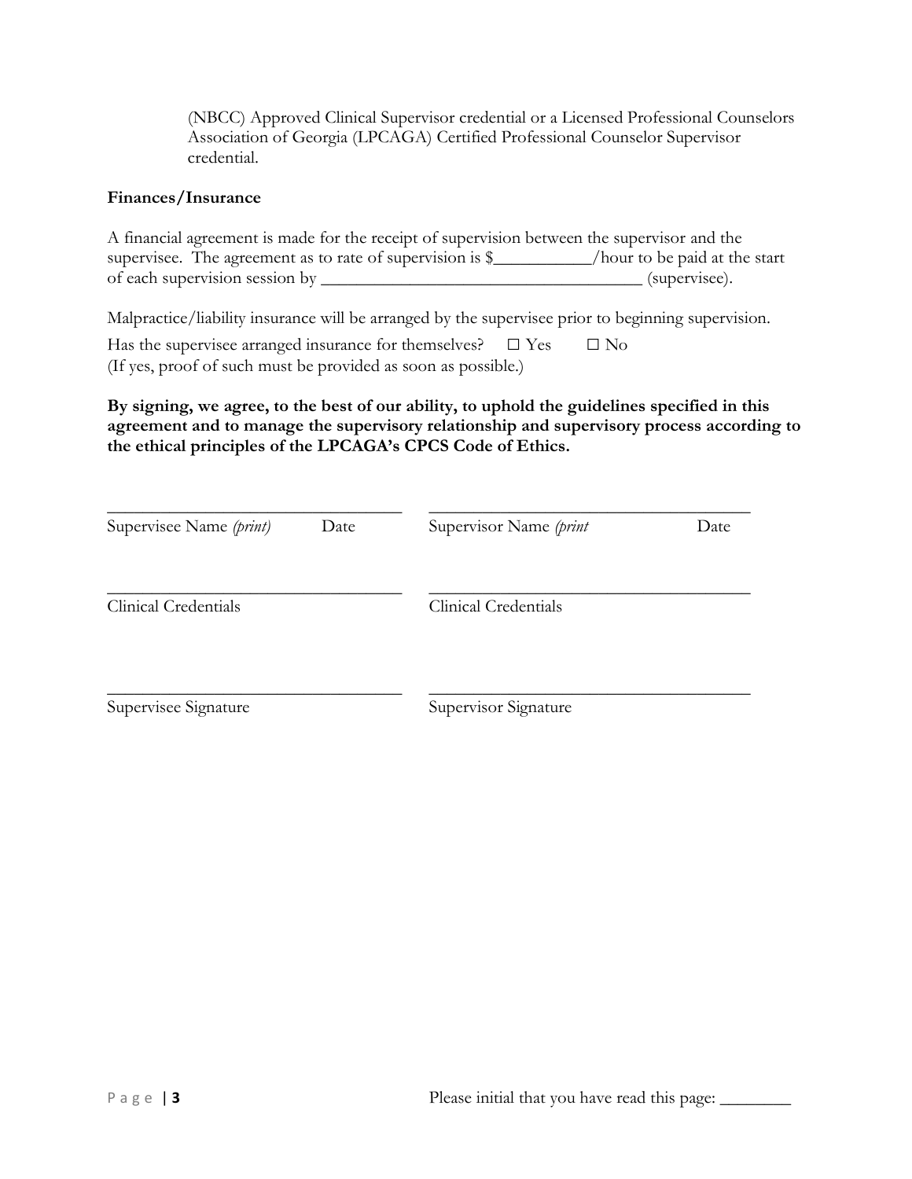(NBCC) Approved Clinical Supervisor credential or a Licensed Professional Counselors Association of Georgia (LPCAGA) Certified Professional Counselor Supervisor credential.

**Finances/Insurance**

A financial agreement is made for the receipt of supervision between the supervisor and the supervisee. The agreement as to rate of supervision is $___________/hour to be paid at the start of each supervision session by ____________________________________ (supervisee).

Malpractice/liability insurance will be arranged by the supervisee prior to beginning supervision.

Has the supervisee arranged insurance for themselves? ☐ Yes ☐ No
(If yes, proof of such must be provided as soon as possible.)

**By signing, we agree, to the best of our ability, to uphold the guidelines specified in this agreement and to manage the supervisory relationship and supervisory process according to the ethical principles of the LPCAGA's CPCS Code of Ethics.**

| | |
|---|---|
| ________________________________ | ____________________________________ |
| Supervisee Name *(print)* Date | Supervisor Name *(print* Date |
| ________________________________ | ____________________________________ |
| Clinical Credentials | Clinical Credentials |
| ________________________________ | ____________________________________ |
| Supervisee Signature | Supervisor Signature |

Please initial that you have read this page: ________